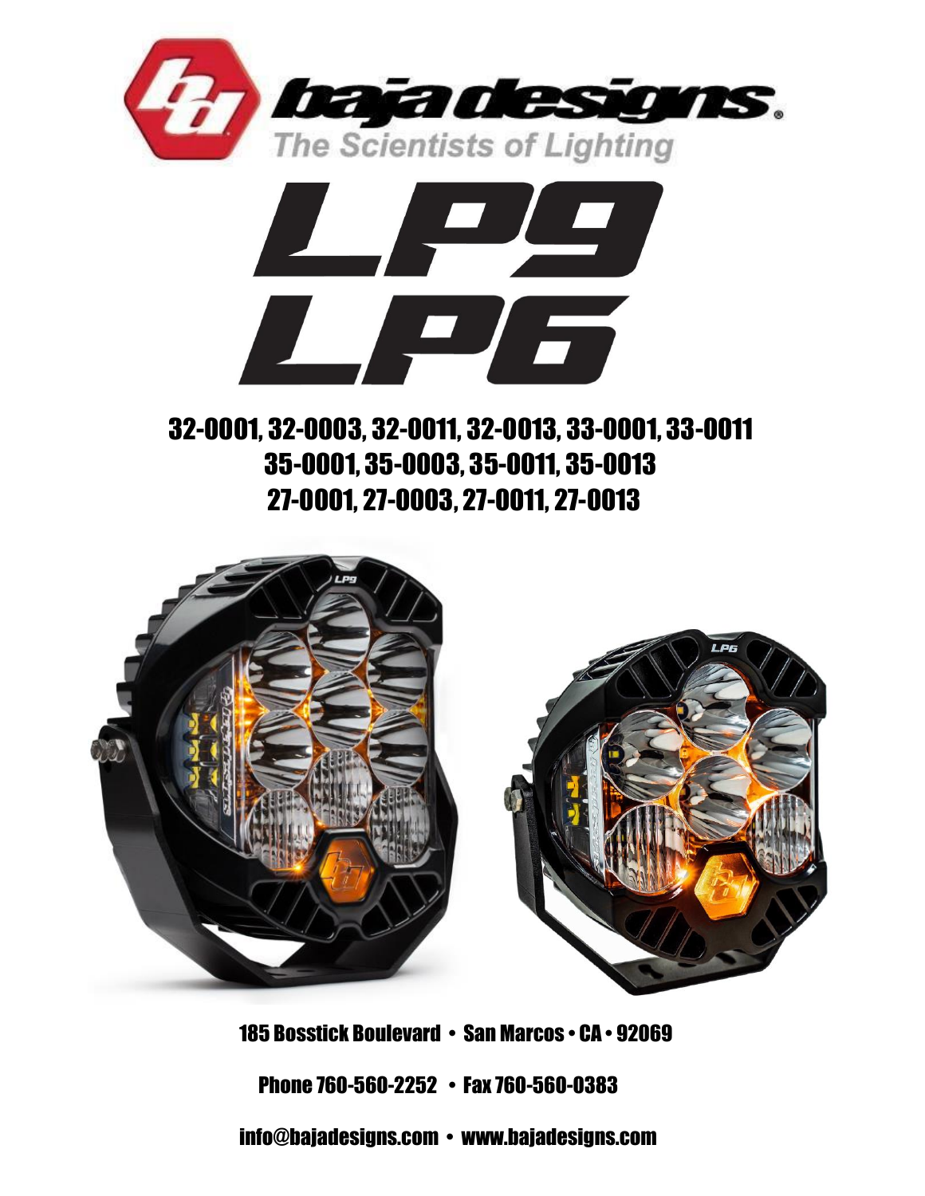# baja designs®

The Scientists of Lighting

# LP9
# LP6

## 32-0001, 32-0003, 32-0011, 32-0013, 33-0001, 33-0011
## 35-0001, 35-0003, 35-0011, 35-0013
## 27-0001, 27-0003, 27-0011, 27-0013

185 Bosstick Boulevard • San Marcos • CA • 92069

Phone 760-560-2252 • Fax 760-560-0383

info@bajadesigns.com • www.bajadesigns.com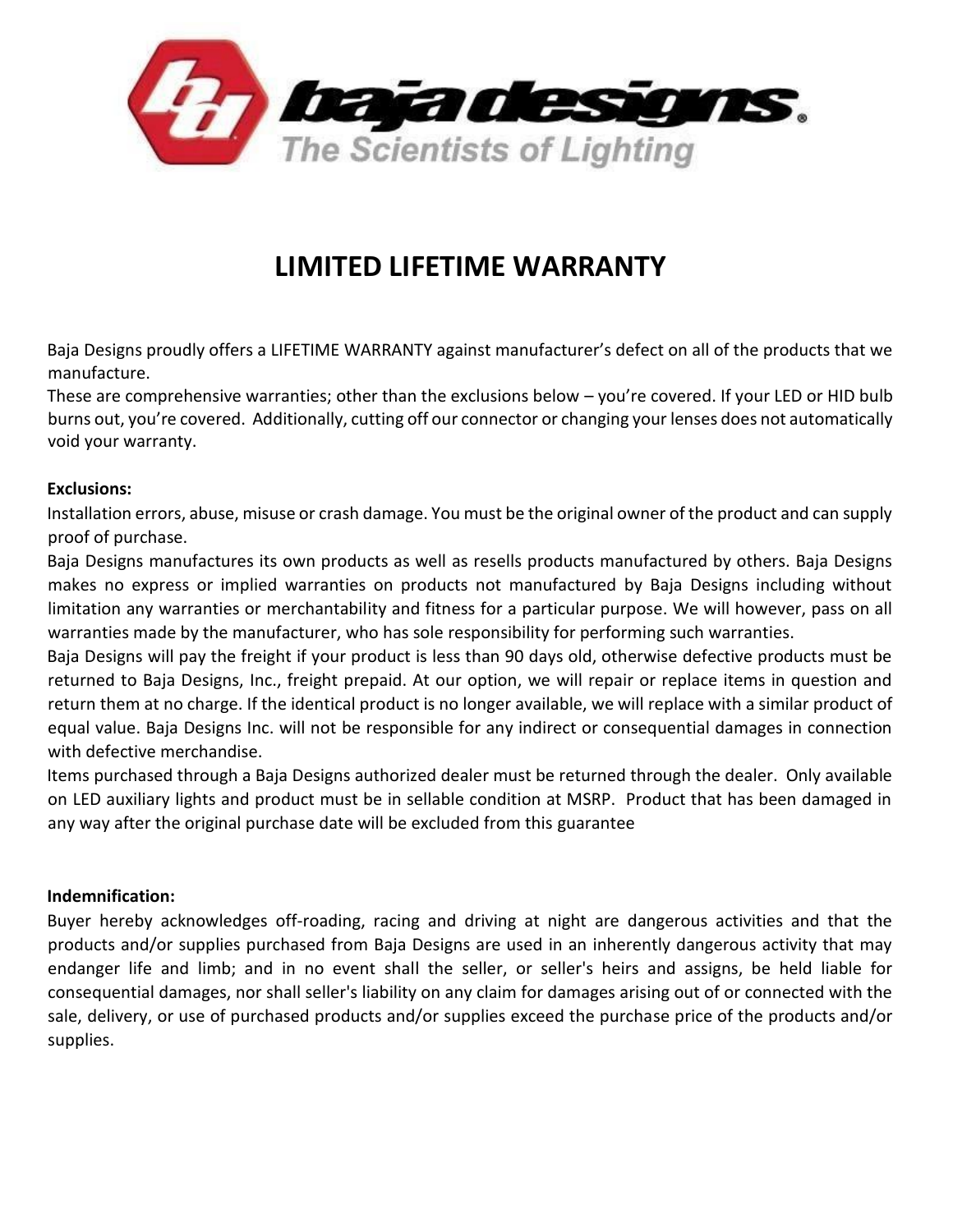baja designs
The Scientists of Lighting

# LIMITED LIFETIME WARRANTY

Baja Designs proudly offers a LIFETIME WARRANTY against manufacturer's defect on all of the products that we manufacture.
These are comprehensive warranties; other than the exclusions below – you're covered. If your LED or HID bulb burns out, you're covered. Additionally, cutting off our connector or changing your lenses does not automatically void your warranty.

**Exclusions:**
Installation errors, abuse, misuse or crash damage. You must be the original owner of the product and can supply proof of purchase.
Baja Designs manufactures its own products as well as resells products manufactured by others. Baja Designs makes no express or implied warranties on products not manufactured by Baja Designs including without limitation any warranties or merchantability and fitness for a particular purpose. We will however, pass on all warranties made by the manufacturer, who has sole responsibility for performing such warranties.
Baja Designs will pay the freight if your product is less than 90 days old, otherwise defective products must be returned to Baja Designs, Inc., freight prepaid. At our option, we will repair or replace items in question and return them at no charge. If the identical product is no longer available, we will replace with a similar product of equal value. Baja Designs Inc. will not be responsible for any indirect or consequential damages in connection with defective merchandise.
Items purchased through a Baja Designs authorized dealer must be returned through the dealer. Only available on LED auxiliary lights and product must be in sellable condition at MSRP. Product that has been damaged in any way after the original purchase date will be excluded from this guarantee

**Indemnification:**
Buyer hereby acknowledges off-roading, racing and driving at night are dangerous activities and that the products and/or supplies purchased from Baja Designs are used in an inherently dangerous activity that may endanger life and limb; and in no event shall the seller, or seller's heirs and assigns, be held liable for consequential damages, nor shall seller's liability on any claim for damages arising out of or connected with the sale, delivery, or use of purchased products and/or supplies exceed the purchase price of the products and/or supplies.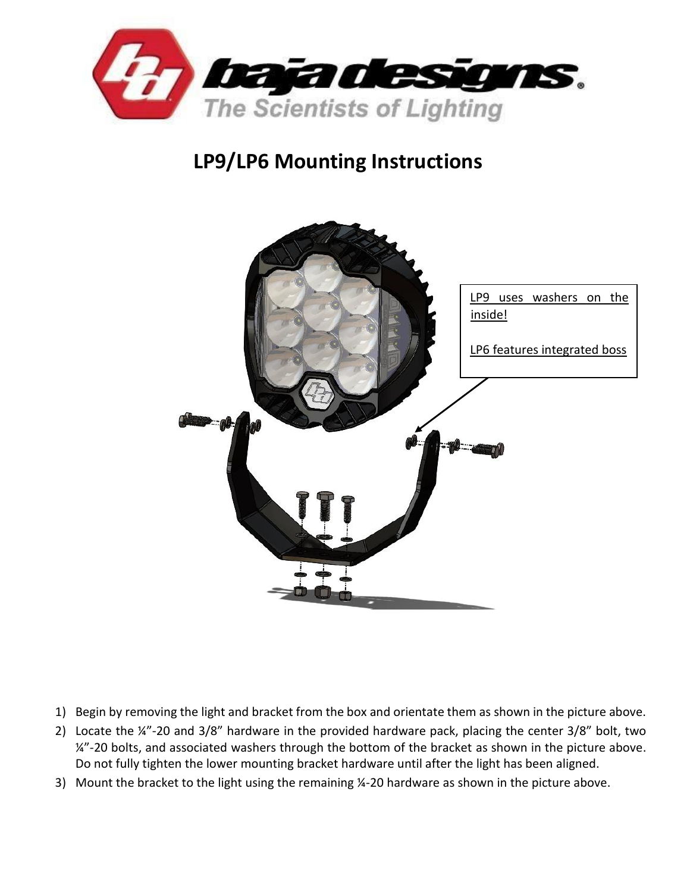# LP9/LP6 Mounting Instructions

LP9 uses washers on the inside!

LP6 features integrated boss

1) Begin by removing the light and bracket from the box and orientate them as shown in the picture above.
2) Locate the ¼"-20 and 3/8" hardware in the provided hardware pack, placing the center 3/8" bolt, two ¼"-20 bolts, and associated washers through the bottom of the bracket as shown in the picture above. Do not fully tighten the lower mounting bracket hardware until after the light has been aligned.
3) Mount the bracket to the light using the remaining ¼-20 hardware as shown in the picture above.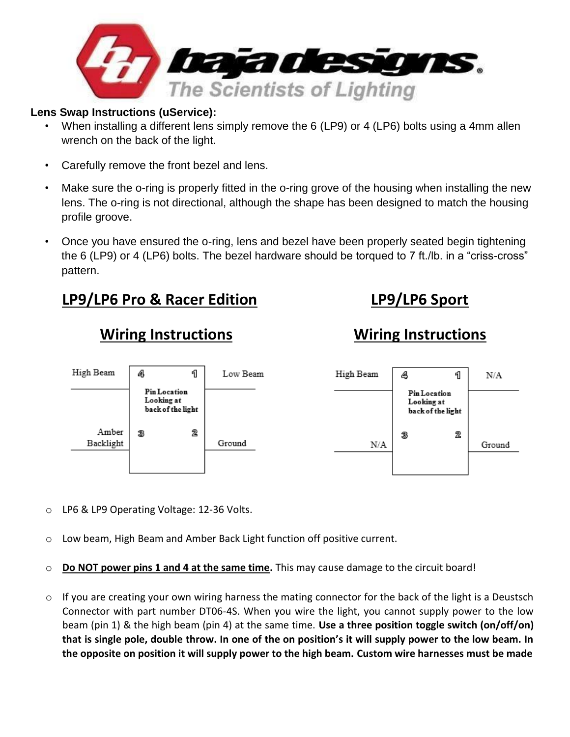**baja designs.** The Scientists of Lighting

**Lens Swap Instructions (uService):**

- When installing a different lens simply remove the 6 (LP9) or 4 (LP6) bolts using a 4mm allen wrench on the back of the light.
- Carefully remove the front bezel and lens.
- Make sure the o-ring is properly fitted in the o-ring grove of the housing when installing the new lens. The o-ring is not directional, although the shape has been designed to match the housing profile groove.
- Once you have ensured the o-ring, lens and bezel have been properly seated begin tightening the 6 (LP9) or 4 (LP6) bolts. The bezel hardware should be torqued to 7 ft./lb. in a "criss-cross" pattern.

## LP9/LP6 Pro & Racer Edition Wiring Instructions

Pin Location Looking at back of the light

| Pin | Function |
| --- | --- |
| 4 | High Beam |
| 1 | Low Beam |
| 3 | Amber Backlight |
| 2 | Ground |

## LP9/LP6 Sport Wiring Instructions

Pin Location Looking at back of the light

| Pin | Function |
| --- | --- |
| 4 | High Beam |
| 1 | N/A |
| 3 | N/A |
| 2 | Ground |

- LP6 & LP9 Operating Voltage: 12-36 Volts.
- Low beam, High Beam and Amber Back Light function off positive current.
- **Do NOT power pins 1 and 4 at the same time.** This may cause damage to the circuit board!
- If you are creating your own wiring harness the mating connector for the back of the light is a Deustsch Connector with part number DT06-4S. When you wire the light, you cannot supply power to the low beam (pin 1) & the high beam (pin 4) at the same time. **Use a three position toggle switch (on/off/on) that is single pole, double throw. In one of the on position's it will supply power to the low beam. In the opposite on position it will supply power to the high beam. Custom wire harnesses must be made**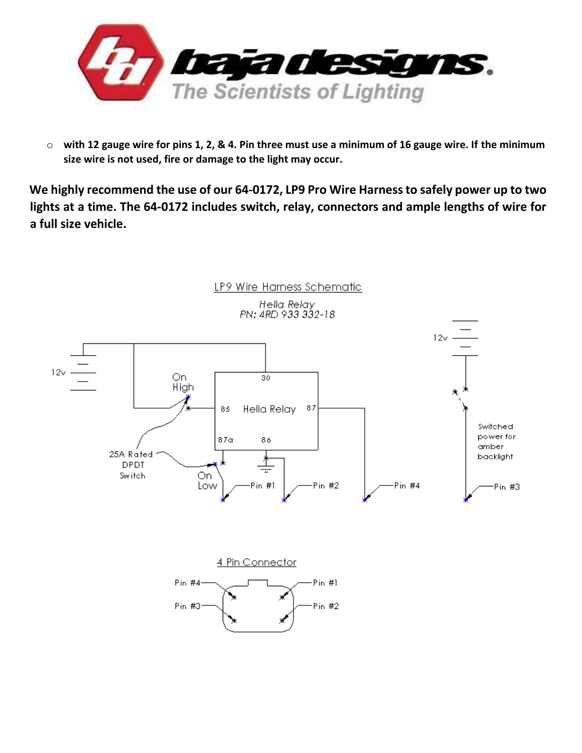- with 12 gauge wire for pins 1, 2, & 4. Pin three must use a minimum of 16 gauge wire. If the minimum size wire is not used, fire or damage to the light may occur.

**We highly recommend the use of our 64-0172, LP9 Pro Wire Harness to safely power up to two lights at a time. The 64-0172 includes switch, relay, connectors and ample lengths of wire for a full size vehicle.**

LP9 Wire Harness Schematic

Hella Relay
PN: 4RD 933 332-18

12v

12v

On
High

30

85

Hella Relay

87

87a

86

25A Rated
DPDT
Switch

On
Low

Pin #1

Pin #2

Pin #4

Switched
power for
amber
backlight

Pin #3

4 Pin Connector

Pin #4

Pin #1

Pin #3

Pin #2